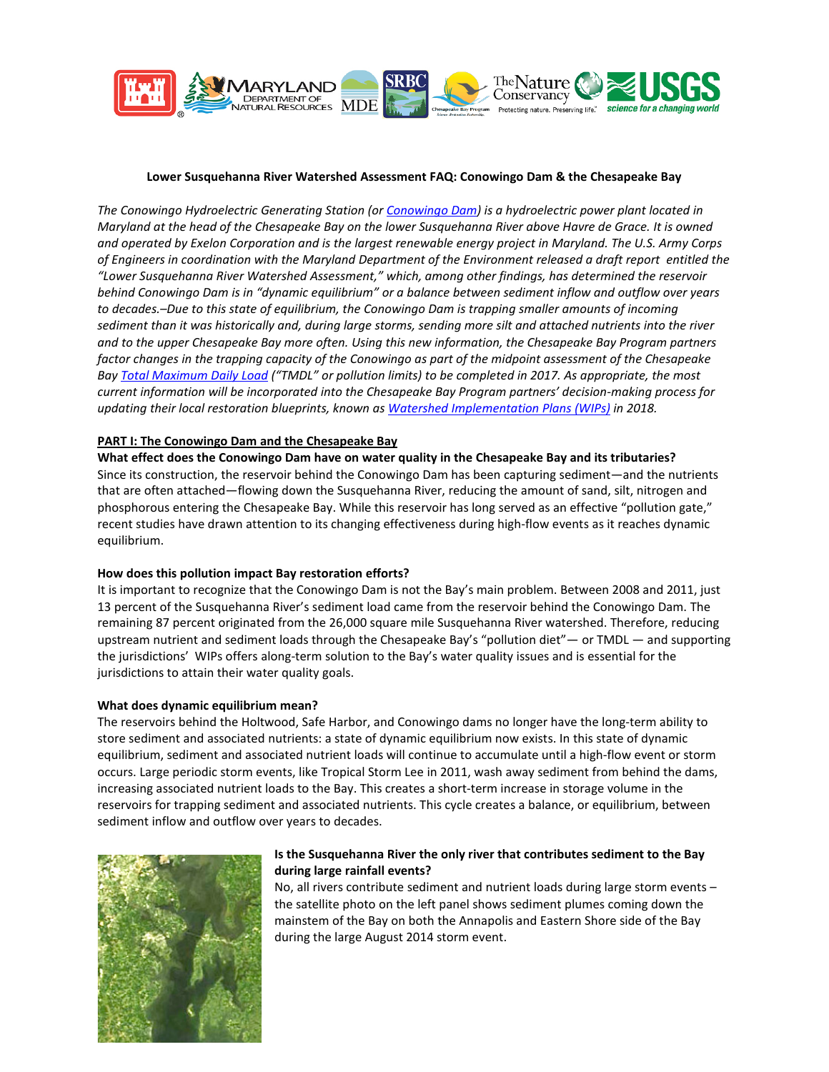**Lower Susquehanna River Watershed Assessment FAQ: Conowingo Dam & the Chesapeake Bay**

*The Conowingo Hydroelectric Generating Station (or Conowingo Dam) is a hydroelectric power plant located in Maryland at the head of the Chesapeake Bay on the lower Susquehanna River above Havre de Grace. It is owned and operated by Exelon Corporation and is the largest renewable energy project in Maryland. The U.S. Army Corps of Engineers in coordination with the Maryland Department of the Environment released a draft report entitled the "Lower Susquehanna River Watershed Assessment," which, among other findings, has determined the reservoir behind Conowingo Dam is in "dynamic equilibrium" or a balance between sediment inflow and outflow over years to decades.–Due to this state of equilibrium, the Conowingo Dam is trapping smaller amounts of incoming sediment than it was historically and, during large storms, sending more silt and attached nutrients into the river and to the upper Chesapeake Bay more often. Using this new information, the Chesapeake Bay Program partners factor changes in the trapping capacity of the Conowingo as part of the midpoint assessment of the Chesapeake Bay Total Maximum Daily Load ("TMDL" or pollution limits) to be completed in 2017. As appropriate, the most current information will be incorporated into the Chesapeake Bay Program partners' decision-making process for updating their local restoration blueprints, known as Watershed Implementation Plans (WIPs) in 2018.*

## PART I: The Conowingo Dam and the Chesapeake Bay

**What effect does the Conowingo Dam have on water quality in the Chesapeake Bay and its tributaries?**
Since its construction, the reservoir behind the Conowingo Dam has been capturing sediment—and the nutrients that are often attached—flowing down the Susquehanna River, reducing the amount of sand, silt, nitrogen and phosphorous entering the Chesapeake Bay. While this reservoir has long served as an effective "pollution gate," recent studies have drawn attention to its changing effectiveness during high-flow events as it reaches dynamic equilibrium.

**How does this pollution impact Bay restoration efforts?**
It is important to recognize that the Conowingo Dam is not the Bay's main problem. Between 2008 and 2011, just 13 percent of the Susquehanna River's sediment load came from the reservoir behind the Conowingo Dam. The remaining 87 percent originated from the 26,000 square mile Susquehanna River watershed. Therefore, reducing upstream nutrient and sediment loads through the Chesapeake Bay's "pollution diet"— or TMDL — and supporting the jurisdictions' WIPs offers along-term solution to the Bay's water quality issues and is essential for the jurisdictions to attain their water quality goals.

**What does dynamic equilibrium mean?**
The reservoirs behind the Holtwood, Safe Harbor, and Conowingo dams no longer have the long-term ability to store sediment and associated nutrients: a state of dynamic equilibrium now exists. In this state of dynamic equilibrium, sediment and associated nutrient loads will continue to accumulate until a high-flow event or storm occurs. Large periodic storm events, like Tropical Storm Lee in 2011, wash away sediment from behind the dams, increasing associated nutrient loads to the Bay. This creates a short-term increase in storage volume in the reservoirs for trapping sediment and associated nutrients. This cycle creates a balance, or equilibrium, between sediment inflow and outflow over years to decades.

**Is the Susquehanna River the only river that contributes sediment to the Bay during large rainfall events?**
No, all rivers contribute sediment and nutrient loads during large storm events – the satellite photo on the left panel shows sediment plumes coming down the mainstem of the Bay on both the Annapolis and Eastern Shore side of the Bay during the large August 2014 storm event.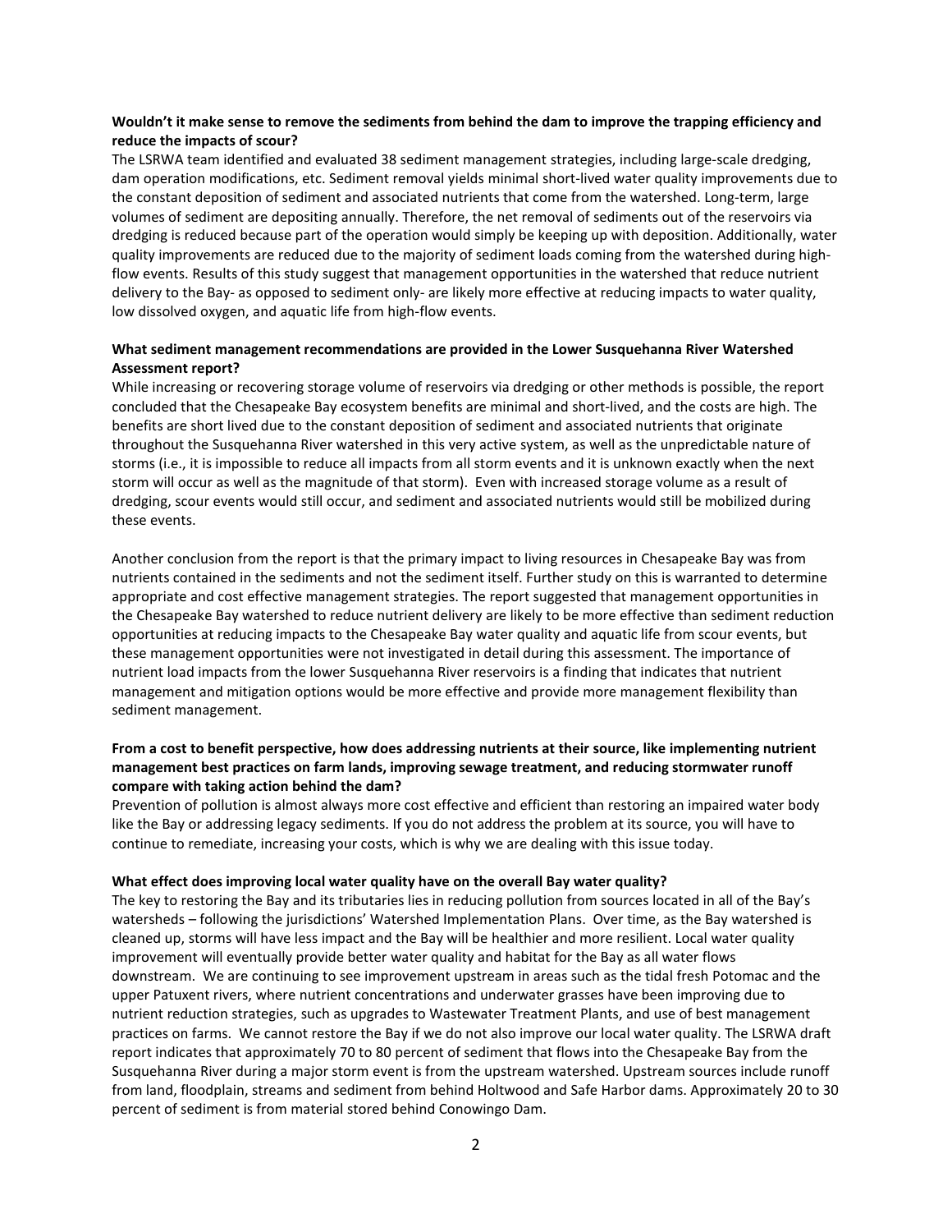**Wouldn't it make sense to remove the sediments from behind the dam to improve the trapping efficiency and reduce the impacts of scour?**

The LSRWA team identified and evaluated 38 sediment management strategies, including large-scale dredging, dam operation modifications, etc. Sediment removal yields minimal short-lived water quality improvements due to the constant deposition of sediment and associated nutrients that come from the watershed. Long-term, large volumes of sediment are depositing annually. Therefore, the net removal of sediments out of the reservoirs via dredging is reduced because part of the operation would simply be keeping up with deposition. Additionally, water quality improvements are reduced due to the majority of sediment loads coming from the watershed during high-flow events. Results of this study suggest that management opportunities in the watershed that reduce nutrient delivery to the Bay- as opposed to sediment only- are likely more effective at reducing impacts to water quality, low dissolved oxygen, and aquatic life from high-flow events.

**What sediment management recommendations are provided in the Lower Susquehanna River Watershed Assessment report?**

While increasing or recovering storage volume of reservoirs via dredging or other methods is possible, the report concluded that the Chesapeake Bay ecosystem benefits are minimal and short-lived, and the costs are high. The benefits are short lived due to the constant deposition of sediment and associated nutrients that originate throughout the Susquehanna River watershed in this very active system, as well as the unpredictable nature of storms (i.e., it is impossible to reduce all impacts from all storm events and it is unknown exactly when the next storm will occur as well as the magnitude of that storm). Even with increased storage volume as a result of dredging, scour events would still occur, and sediment and associated nutrients would still be mobilized during these events.

Another conclusion from the report is that the primary impact to living resources in Chesapeake Bay was from nutrients contained in the sediments and not the sediment itself. Further study on this is warranted to determine appropriate and cost effective management strategies. The report suggested that management opportunities in the Chesapeake Bay watershed to reduce nutrient delivery are likely to be more effective than sediment reduction opportunities at reducing impacts to the Chesapeake Bay water quality and aquatic life from scour events, but these management opportunities were not investigated in detail during this assessment. The importance of nutrient load impacts from the lower Susquehanna River reservoirs is a finding that indicates that nutrient management and mitigation options would be more effective and provide more management flexibility than sediment management.

**From a cost to benefit perspective, how does addressing nutrients at their source, like implementing nutrient management best practices on farm lands, improving sewage treatment, and reducing stormwater runoff compare with taking action behind the dam?**

Prevention of pollution is almost always more cost effective and efficient than restoring an impaired water body like the Bay or addressing legacy sediments. If you do not address the problem at its source, you will have to continue to remediate, increasing your costs, which is why we are dealing with this issue today.

**What effect does improving local water quality have on the overall Bay water quality?**

The key to restoring the Bay and its tributaries lies in reducing pollution from sources located in all of the Bay's watersheds – following the jurisdictions' Watershed Implementation Plans. Over time, as the Bay watershed is cleaned up, storms will have less impact and the Bay will be healthier and more resilient. Local water quality improvement will eventually provide better water quality and habitat for the Bay as all water flows downstream. We are continuing to see improvement upstream in areas such as the tidal fresh Potomac and the upper Patuxent rivers, where nutrient concentrations and underwater grasses have been improving due to nutrient reduction strategies, such as upgrades to Wastewater Treatment Plants, and use of best management practices on farms. We cannot restore the Bay if we do not also improve our local water quality. The LSRWA draft report indicates that approximately 70 to 80 percent of sediment that flows into the Chesapeake Bay from the Susquehanna River during a major storm event is from the upstream watershed. Upstream sources include runoff from land, floodplain, streams and sediment from behind Holtwood and Safe Harbor dams. Approximately 20 to 30 percent of sediment is from material stored behind Conowingo Dam.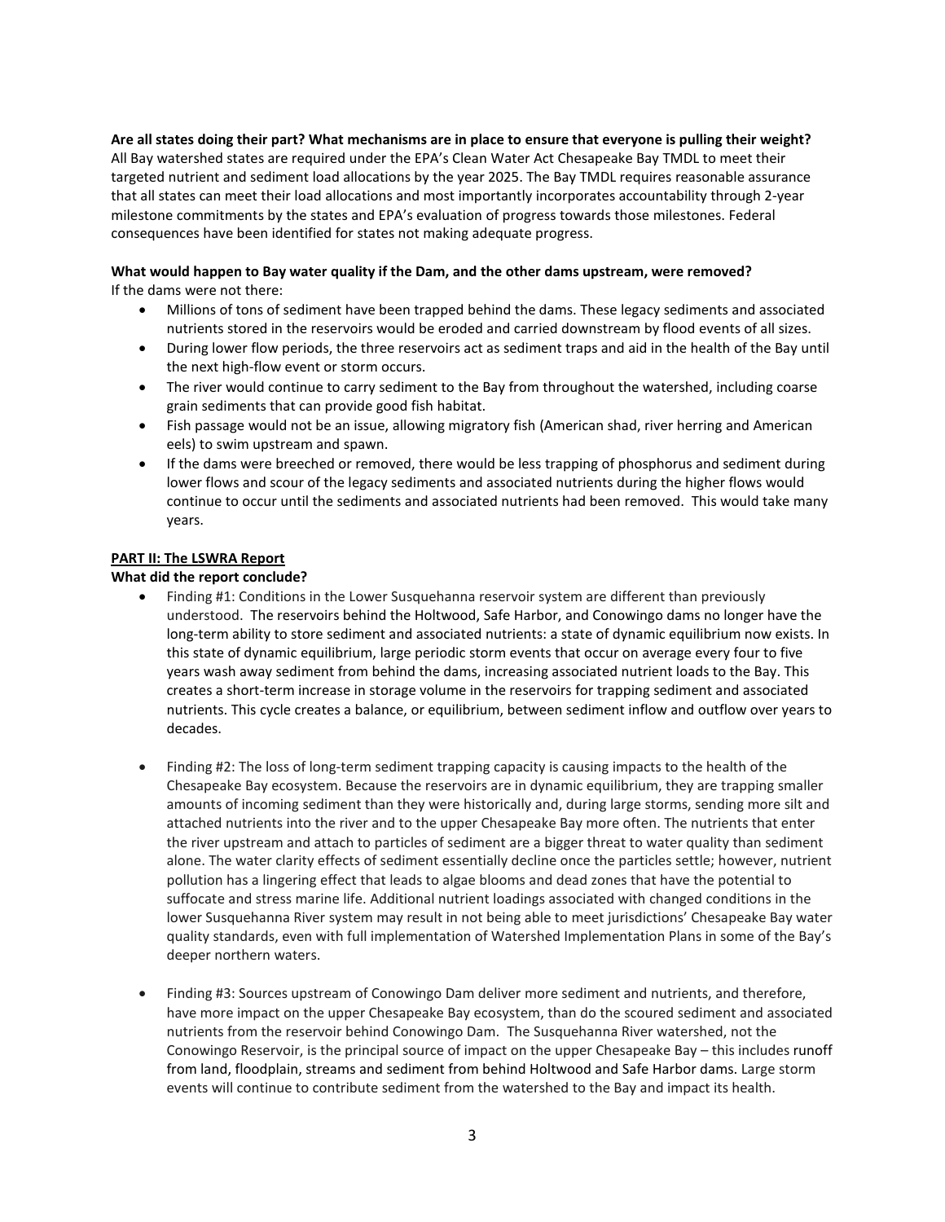**Are all states doing their part? What mechanisms are in place to ensure that everyone is pulling their weight?**
All Bay watershed states are required under the EPA's Clean Water Act Chesapeake Bay TMDL to meet their targeted nutrient and sediment load allocations by the year 2025. The Bay TMDL requires reasonable assurance that all states can meet their load allocations and most importantly incorporates accountability through 2-year milestone commitments by the states and EPA's evaluation of progress towards those milestones. Federal consequences have been identified for states not making adequate progress.

**What would happen to Bay water quality if the Dam, and the other dams upstream, were removed?**
If the dams were not there:

- Millions of tons of sediment have been trapped behind the dams. These legacy sediments and associated nutrients stored in the reservoirs would be eroded and carried downstream by flood events of all sizes.
- During lower flow periods, the three reservoirs act as sediment traps and aid in the health of the Bay until the next high-flow event or storm occurs.
- The river would continue to carry sediment to the Bay from throughout the watershed, including coarse grain sediments that can provide good fish habitat.
- Fish passage would not be an issue, allowing migratory fish (American shad, river herring and American eels) to swim upstream and spawn.
- If the dams were breeched or removed, there would be less trapping of phosphorus and sediment during lower flows and scour of the legacy sediments and associated nutrients during the higher flows would continue to occur until the sediments and associated nutrients had been removed. This would take many years.

**PART II: The LSWRA Report**

**What did the report conclude?**

- Finding #1: Conditions in the Lower Susquehanna reservoir system are different than previously understood. The reservoirs behind the Holtwood, Safe Harbor, and Conowingo dams no longer have the long-term ability to store sediment and associated nutrients: a state of dynamic equilibrium now exists. In this state of dynamic equilibrium, large periodic storm events that occur on average every four to five years wash away sediment from behind the dams, increasing associated nutrient loads to the Bay. This creates a short-term increase in storage volume in the reservoirs for trapping sediment and associated nutrients. This cycle creates a balance, or equilibrium, between sediment inflow and outflow over years to decades.

- Finding #2: The loss of long-term sediment trapping capacity is causing impacts to the health of the Chesapeake Bay ecosystem. Because the reservoirs are in dynamic equilibrium, they are trapping smaller amounts of incoming sediment than they were historically and, during large storms, sending more silt and attached nutrients into the river and to the upper Chesapeake Bay more often. The nutrients that enter the river upstream and attach to particles of sediment are a bigger threat to water quality than sediment alone. The water clarity effects of sediment essentially decline once the particles settle; however, nutrient pollution has a lingering effect that leads to algae blooms and dead zones that have the potential to suffocate and stress marine life. Additional nutrient loadings associated with changed conditions in the lower Susquehanna River system may result in not being able to meet jurisdictions' Chesapeake Bay water quality standards, even with full implementation of Watershed Implementation Plans in some of the Bay's deeper northern waters.

- Finding #3: Sources upstream of Conowingo Dam deliver more sediment and nutrients, and therefore, have more impact on the upper Chesapeake Bay ecosystem, than do the scoured sediment and associated nutrients from the reservoir behind Conowingo Dam. The Susquehanna River watershed, not the Conowingo Reservoir, is the principal source of impact on the upper Chesapeake Bay – this includes runoff from land, floodplain, streams and sediment from behind Holtwood and Safe Harbor dams. Large storm events will continue to contribute sediment from the watershed to the Bay and impact its health.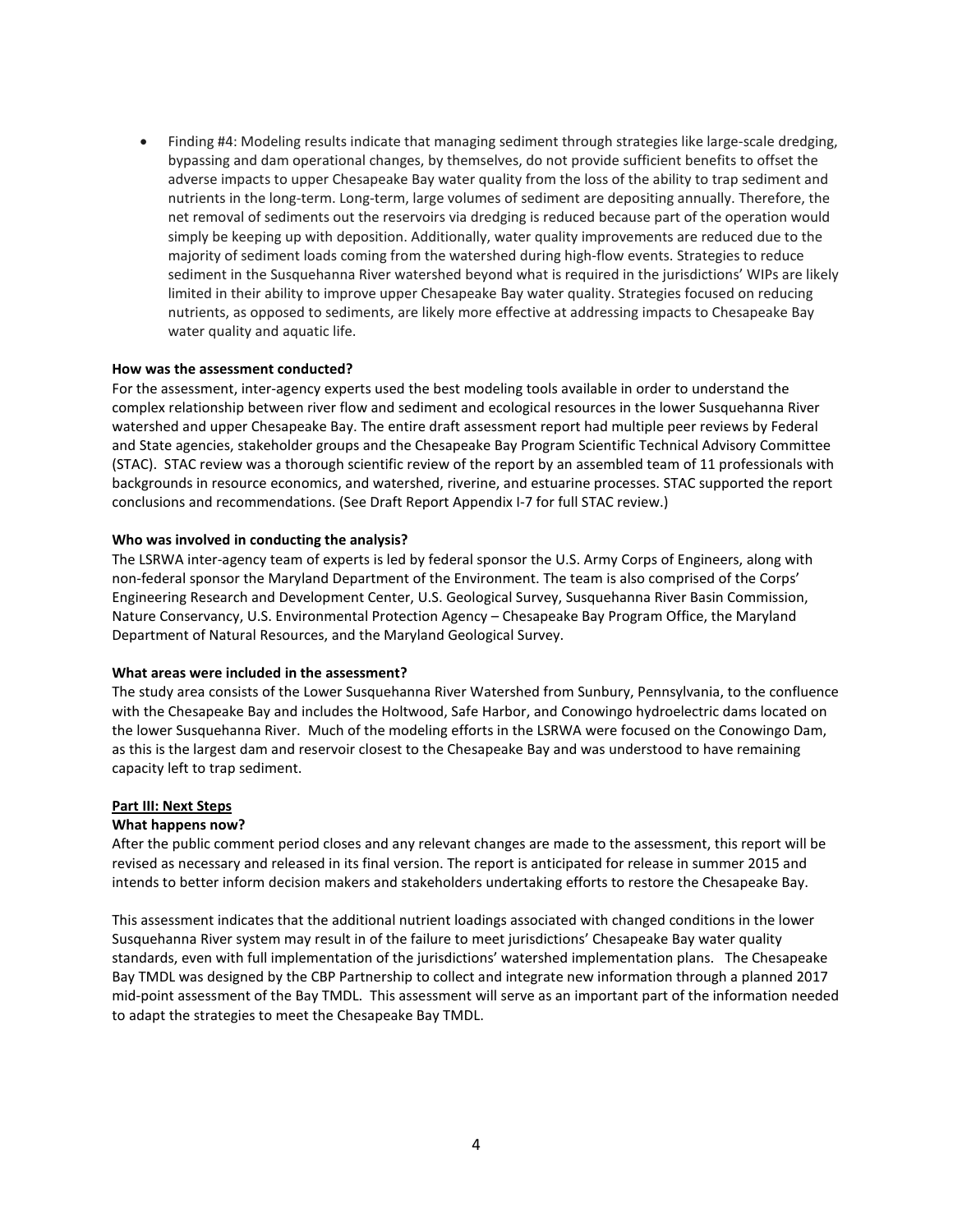- Finding #4: Modeling results indicate that managing sediment through strategies like large-scale dredging, bypassing and dam operational changes, by themselves, do not provide sufficient benefits to offset the adverse impacts to upper Chesapeake Bay water quality from the loss of the ability to trap sediment and nutrients in the long-term. Long-term, large volumes of sediment are depositing annually. Therefore, the net removal of sediments out the reservoirs via dredging is reduced because part of the operation would simply be keeping up with deposition. Additionally, water quality improvements are reduced due to the majority of sediment loads coming from the watershed during high-flow events. Strategies to reduce sediment in the Susquehanna River watershed beyond what is required in the jurisdictions' WIPs are likely limited in their ability to improve upper Chesapeake Bay water quality. Strategies focused on reducing nutrients, as opposed to sediments, are likely more effective at addressing impacts to Chesapeake Bay water quality and aquatic life.

**How was the assessment conducted?**

For the assessment, inter-agency experts used the best modeling tools available in order to understand the complex relationship between river flow and sediment and ecological resources in the lower Susquehanna River watershed and upper Chesapeake Bay. The entire draft assessment report had multiple peer reviews by Federal and State agencies, stakeholder groups and the Chesapeake Bay Program Scientific Technical Advisory Committee (STAC). STAC review was a thorough scientific review of the report by an assembled team of 11 professionals with backgrounds in resource economics, and watershed, riverine, and estuarine processes. STAC supported the report conclusions and recommendations. (See Draft Report Appendix I-7 for full STAC review.)

**Who was involved in conducting the analysis?**

The LSRWA inter-agency team of experts is led by federal sponsor the U.S. Army Corps of Engineers, along with non-federal sponsor the Maryland Department of the Environment. The team is also comprised of the Corps' Engineering Research and Development Center, U.S. Geological Survey, Susquehanna River Basin Commission, Nature Conservancy, U.S. Environmental Protection Agency – Chesapeake Bay Program Office, the Maryland Department of Natural Resources, and the Maryland Geological Survey.

**What areas were included in the assessment?**

The study area consists of the Lower Susquehanna River Watershed from Sunbury, Pennsylvania, to the confluence with the Chesapeake Bay and includes the Holtwood, Safe Harbor, and Conowingo hydroelectric dams located on the lower Susquehanna River. Much of the modeling efforts in the LSRWA were focused on the Conowingo Dam, as this is the largest dam and reservoir closest to the Chesapeake Bay and was understood to have remaining capacity left to trap sediment.

**Part III: Next Steps**

**What happens now?**

After the public comment period closes and any relevant changes are made to the assessment, this report will be revised as necessary and released in its final version. The report is anticipated for release in summer 2015 and intends to better inform decision makers and stakeholders undertaking efforts to restore the Chesapeake Bay.

This assessment indicates that the additional nutrient loadings associated with changed conditions in the lower Susquehanna River system may result in of the failure to meet jurisdictions' Chesapeake Bay water quality standards, even with full implementation of the jurisdictions' watershed implementation plans. The Chesapeake Bay TMDL was designed by the CBP Partnership to collect and integrate new information through a planned 2017 mid-point assessment of the Bay TMDL. This assessment will serve as an important part of the information needed to adapt the strategies to meet the Chesapeake Bay TMDL.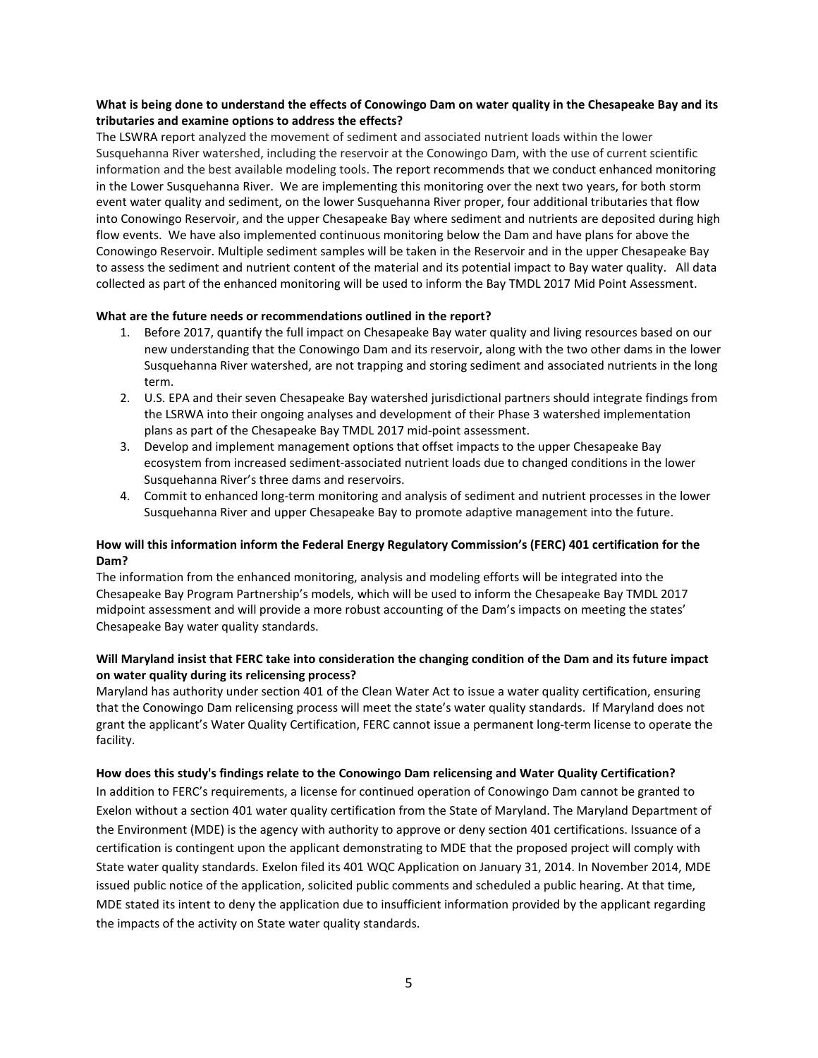**What is being done to understand the effects of Conowingo Dam on water quality in the Chesapeake Bay and its tributaries and examine options to address the effects?**

The LSWRA report analyzed the movement of sediment and associated nutrient loads within the lower Susquehanna River watershed, including the reservoir at the Conowingo Dam, with the use of current scientific information and the best available modeling tools. The report recommends that we conduct enhanced monitoring in the Lower Susquehanna River. We are implementing this monitoring over the next two years, for both storm event water quality and sediment, on the lower Susquehanna River proper, four additional tributaries that flow into Conowingo Reservoir, and the upper Chesapeake Bay where sediment and nutrients are deposited during high flow events. We have also implemented continuous monitoring below the Dam and have plans for above the Conowingo Reservoir. Multiple sediment samples will be taken in the Reservoir and in the upper Chesapeake Bay to assess the sediment and nutrient content of the material and its potential impact to Bay water quality. All data collected as part of the enhanced monitoring will be used to inform the Bay TMDL 2017 Mid Point Assessment.

**What are the future needs or recommendations outlined in the report?**

1. Before 2017, quantify the full impact on Chesapeake Bay water quality and living resources based on our new understanding that the Conowingo Dam and its reservoir, along with the two other dams in the lower Susquehanna River watershed, are not trapping and storing sediment and associated nutrients in the long term.
2. U.S. EPA and their seven Chesapeake Bay watershed jurisdictional partners should integrate findings from the LSRWA into their ongoing analyses and development of their Phase 3 watershed implementation plans as part of the Chesapeake Bay TMDL 2017 mid-point assessment.
3. Develop and implement management options that offset impacts to the upper Chesapeake Bay ecosystem from increased sediment-associated nutrient loads due to changed conditions in the lower Susquehanna River's three dams and reservoirs.
4. Commit to enhanced long-term monitoring and analysis of sediment and nutrient processes in the lower Susquehanna River and upper Chesapeake Bay to promote adaptive management into the future.

**How will this information inform the Federal Energy Regulatory Commission's (FERC) 401 certification for the Dam?**

The information from the enhanced monitoring, analysis and modeling efforts will be integrated into the Chesapeake Bay Program Partnership's models, which will be used to inform the Chesapeake Bay TMDL 2017 midpoint assessment and will provide a more robust accounting of the Dam's impacts on meeting the states' Chesapeake Bay water quality standards.

**Will Maryland insist that FERC take into consideration the changing condition of the Dam and its future impact on water quality during its relicensing process?**

Maryland has authority under section 401 of the Clean Water Act to issue a water quality certification, ensuring that the Conowingo Dam relicensing process will meet the state's water quality standards. If Maryland does not grant the applicant's Water Quality Certification, FERC cannot issue a permanent long-term license to operate the facility.

**How does this study's findings relate to the Conowingo Dam relicensing and Water Quality Certification?**

In addition to FERC's requirements, a license for continued operation of Conowingo Dam cannot be granted to Exelon without a section 401 water quality certification from the State of Maryland. The Maryland Department of the Environment (MDE) is the agency with authority to approve or deny section 401 certifications. Issuance of a certification is contingent upon the applicant demonstrating to MDE that the proposed project will comply with State water quality standards. Exelon filed its 401 WQC Application on January 31, 2014. In November 2014, MDE issued public notice of the application, solicited public comments and scheduled a public hearing. At that time, MDE stated its intent to deny the application due to insufficient information provided by the applicant regarding the impacts of the activity on State water quality standards.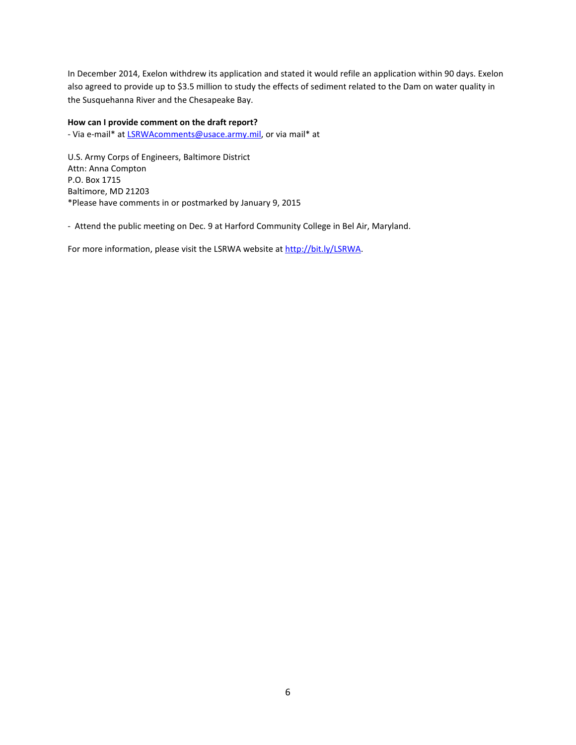In December 2014, Exelon withdrew its application and stated it would refile an application within 90 days. Exelon also agreed to provide up to $3.5 million to study the effects of sediment related to the Dam on water quality in the Susquehanna River and the Chesapeake Bay.

**How can I provide comment on the draft report?**

- Via e-mail* at [LSRWAcomments@usace.army.mil](mailto:LSRWAcomments@usace.army.mil), or via mail* at

U.S. Army Corps of Engineers, Baltimore District
Attn: Anna Compton
P.O. Box 1715
Baltimore, MD 21203
*Please have comments in or postmarked by January 9, 2015

- Attend the public meeting on Dec. 9 at Harford Community College in Bel Air, Maryland.

For more information, please visit the LSRWA website at [http://bit.ly/LSRWA](http://bit.ly/LSRWA).